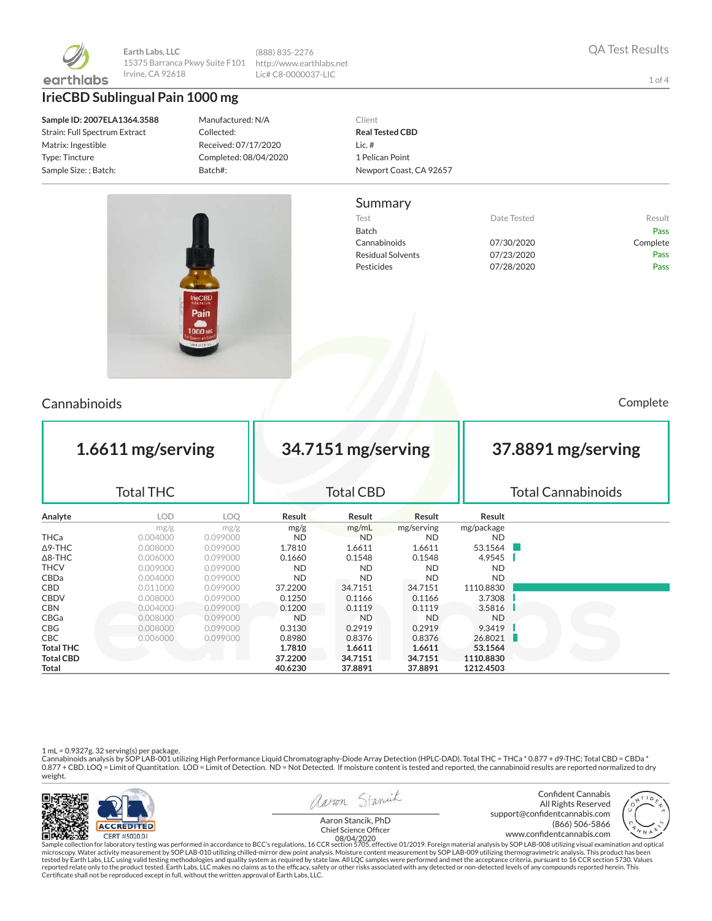Earth Labs, LLC
15375 Barranca Pkwy Suite F101
Irvine, CA 92618

(888) 835-2276
http://www.earthlabs.net
Lic# C8-0000037-LIC

QA Test Results

# IrieCBD Sublingual Pain 1000 mg

**Sample ID: 2007ELA1364.3588**
Strain: Full Spectrum Extract
Matrix: Ingestible
Type: Tincture
Sample Size: ; Batch:

Manufactured: N/A
Collected:
Received: 07/17/2020
Completed: 08/04/2020
Batch#:

Client
**Real Tested CBD**
Lic. #
1 Pelican Point
Newport Coast, CA 92657

## Summary

| Test | Date Tested | Result |
|---|---|---|
| Batch | | Pass |
| Cannabinoids | 07/30/2020 | Complete |
| Residual Solvents | 07/23/2020 | Pass |
| Pesticides | 07/28/2020 | Pass |

## Cannabinoids

Complete

| 1.6611 mg/serving | 34.7151 mg/serving | 37.8891 mg/serving |
|---|---|---|
| Total THC | Total CBD | Total Cannabinoids |

| Analyte | LOD | LOQ | Result | Result | Result | Result |
|---|---|---|---|---|---|---|
| | mg/g | mg/g | mg/g | mg/mL | mg/serving | mg/package |
| THCa | 0.004000 | 0.099000 | ND | ND | ND | ND |
| Δ9-THC | 0.008000 | 0.099000 | 1.7810 | 1.6611 | 1.6611 | 53.1564 |
| Δ8-THC | 0.006000 | 0.099000 | 0.1660 | 0.1548 | 0.1548 | 4.9545 |
| THCV | 0.009000 | 0.099000 | ND | ND | ND | ND |
| CBDa | 0.004000 | 0.099000 | ND | ND | ND | ND |
| CBD | 0.011000 | 0.099000 | 37.2200 | 34.7151 | 34.7151 | 1110.8830 |
| CBDV | 0.008000 | 0.099000 | 0.1250 | 0.1166 | 0.1166 | 3.7308 |
| CBN | 0.004000 | 0.099000 | 0.1200 | 0.1119 | 0.1119 | 3.5816 |
| CBGa | 0.008000 | 0.099000 | ND | ND | ND | ND |
| CBG | 0.008000 | 0.099000 | 0.3130 | 0.2919 | 0.2919 | 9.3419 |
| CBC | 0.006000 | 0.099000 | 0.8980 | 0.8376 | 0.8376 | 26.8021 |
| **Total THC** | | | **1.7810** | **1.6611** | **1.6611** | **53.1564** |
| **Total CBD** | | | **37.2200** | **34.7151** | **34.7151** | **1110.8830** |
| **Total** | | | **40.6230** | **37.8891** | **37.8891** | **1212.4503** |

1 mL = 0.9327g. 32 serving(s) per package.
Cannabinoids analysis by SOP LAB-001 utilizing High Performance Liquid Chromatography-Diode Array Detection (HPLC-DAD). Total THC = THCa * 0.877 + d9-THC; Total CBD = CBDa * 0.877 + CBD. LOQ = Limit of Quantitation. LOD = Limit of Detection. ND = Not Detected. If moisture content is tested and reported, the cannabinoid results are reported normalized to dry weight.

ACCREDITED
CERT #5020.01

Aaron Stancik, PhD
Chief Science Officer
08/04/2020

Confident Cannabis
All Rights Reserved
support@confidentcannabis.com
(866) 506-5866
www.confidentcannabis.com

Sample collection for laboratory testing was performed in accordance to BCC's regulations, 16 CCR section 5705, effective 01/2019. Foreign material analysis by SOP LAB-008 utilizing visual examination and optical microscopy. Water activity measurement by SOP LAB-010 utilizing chilled-mirror dew point analysis. Moisture content measurement by SOP LAB-009 utilizing thermogravimetric analysis. This product has been tested by Earth Labs, LLC using valid testing methodologies and quality system as required by state law. All LQC samples were performed and met the acceptance criteria, pursuant to 16 CCR section 5730. Values reported relate only to the product tested. Earth Labs, LLC makes no claims as to the efficacy, safety or other risks associated with any detected or non-detected levels of any compounds reported herein. This Certificate shall not be reproduced except in full, without the written approval of Earth Labs, LLC.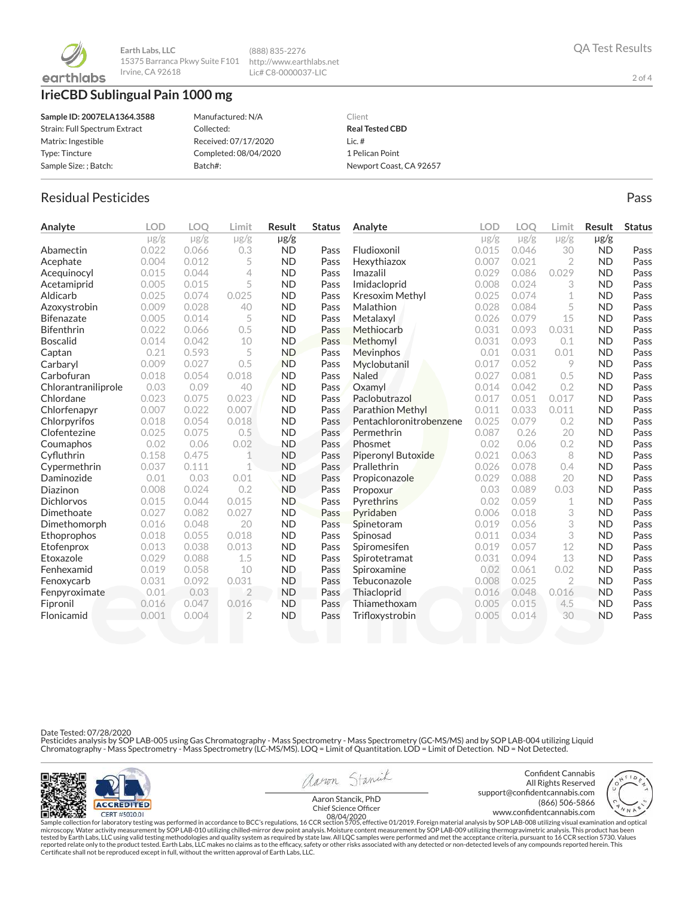Earth Labs, LLC
15375 Barranca Pkwy Suite F101
Irvine, CA 92618

(888) 835-2276
http://www.earthlabs.net
Lic# C8-0000037-LIC

QA Test Results

# IrieCBD Sublingual Pain 1000 mg

**Sample ID: 2007ELA1364.3588**
Strain: Full Spectrum Extract
Matrix: Ingestible
Type: Tincture
Sample Size: ; Batch:

Manufactured: N/A
Collected:
Received: 07/17/2020
Completed: 08/04/2020
Batch#:

Client
**Real Tested CBD**
Lic. #
1 Pelican Point
Newport Coast, CA 92657

## Residual Pesticides

Pass

| Analyte | LOD | LOQ | Limit | Result | Status |
|---|---|---|---|---|---|
| | μg/g | μg/g | μg/g | μg/g | |
| Abamectin | 0.022 | 0.066 | 0.3 | ND | Pass |
| Acephate | 0.004 | 0.012 | 5 | ND | Pass |
| Acequinocyl | 0.015 | 0.044 | 4 | ND | Pass |
| Acetamiprid | 0.005 | 0.015 | 5 | ND | Pass |
| Aldicarb | 0.025 | 0.074 | 0.025 | ND | Pass |
| Azoxystrobin | 0.009 | 0.028 | 40 | ND | Pass |
| Bifenazate | 0.005 | 0.014 | 5 | ND | Pass |
| Bifenthrin | 0.022 | 0.066 | 0.5 | ND | Pass |
| Boscalid | 0.014 | 0.042 | 10 | ND | Pass |
| Captan | 0.21 | 0.593 | 5 | ND | Pass |
| Carbaryl | 0.009 | 0.027 | 0.5 | ND | Pass |
| Carbofuran | 0.018 | 0.054 | 0.018 | ND | Pass |
| Chlorantraniliprole | 0.03 | 0.09 | 40 | ND | Pass |
| Chlordane | 0.023 | 0.075 | 0.023 | ND | Pass |
| Chlorfenapyr | 0.007 | 0.022 | 0.007 | ND | Pass |
| Chlorpyrifos | 0.018 | 0.054 | 0.018 | ND | Pass |
| Clofentezine | 0.025 | 0.075 | 0.5 | ND | Pass |
| Coumaphos | 0.02 | 0.06 | 0.02 | ND | Pass |
| Cyfluthrin | 0.158 | 0.475 | 1 | ND | Pass |
| Cypermethrin | 0.037 | 0.111 | 1 | ND | Pass |
| Daminozide | 0.01 | 0.03 | 0.01 | ND | Pass |
| Diazinon | 0.008 | 0.024 | 0.2 | ND | Pass |
| Dichlorvos | 0.015 | 0.044 | 0.015 | ND | Pass |
| Dimethoate | 0.027 | 0.082 | 0.027 | ND | Pass |
| Dimethomorph | 0.016 | 0.048 | 20 | ND | Pass |
| Ethoprophos | 0.018 | 0.055 | 0.018 | ND | Pass |
| Etofenprox | 0.013 | 0.038 | 0.013 | ND | Pass |
| Etoxazole | 0.029 | 0.088 | 1.5 | ND | Pass |
| Fenhexamid | 0.019 | 0.058 | 10 | ND | Pass |
| Fenoxycarb | 0.031 | 0.092 | 0.031 | ND | Pass |
| Fenpyroximate | 0.01 | 0.03 | 2 | ND | Pass |
| Fipronil | 0.016 | 0.047 | 0.016 | ND | Pass |
| Flonicamid | 0.001 | 0.004 | 2 | ND | Pass |
| Fludioxonil | 0.015 | 0.046 | 30 | ND | Pass |
| Hexythiazox | 0.007 | 0.021 | 2 | ND | Pass |
| Imazalil | 0.029 | 0.086 | 0.029 | ND | Pass |
| Imidacloprid | 0.008 | 0.024 | 3 | ND | Pass |
| Kresoxim Methyl | 0.025 | 0.074 | 1 | ND | Pass |
| Malathion | 0.028 | 0.084 | 5 | ND | Pass |
| Metalaxyl | 0.026 | 0.079 | 15 | ND | Pass |
| Methiocarb | 0.031 | 0.093 | 0.031 | ND | Pass |
| Methomyl | 0.031 | 0.093 | 0.1 | ND | Pass |
| Mevinphos | 0.01 | 0.031 | 0.01 | ND | Pass |
| Myclobutanil | 0.017 | 0.052 | 9 | ND | Pass |
| Naled | 0.027 | 0.081 | 0.5 | ND | Pass |
| Oxamyl | 0.014 | 0.042 | 0.2 | ND | Pass |
| Paclobutrazol | 0.017 | 0.051 | 0.017 | ND | Pass |
| Parathion Methyl | 0.011 | 0.033 | 0.011 | ND | Pass |
| Pentachloronitrobenzene | 0.025 | 0.079 | 0.2 | ND | Pass |
| Permethrin | 0.087 | 0.26 | 20 | ND | Pass |
| Phosmet | 0.02 | 0.06 | 0.2 | ND | Pass |
| Piperonyl Butoxide | 0.021 | 0.063 | 8 | ND | Pass |
| Prallethrin | 0.026 | 0.078 | 0.4 | ND | Pass |
| Propiconazole | 0.029 | 0.088 | 20 | ND | Pass |
| Propoxur | 0.03 | 0.089 | 0.03 | ND | Pass |
| Pyrethrins | 0.02 | 0.059 | 1 | ND | Pass |
| Pyridaben | 0.006 | 0.018 | 3 | ND | Pass |
| Spinetoram | 0.019 | 0.056 | 3 | ND | Pass |
| Spinosad | 0.011 | 0.034 | 3 | ND | Pass |
| Spiromesifen | 0.019 | 0.057 | 12 | ND | Pass |
| Spirotetramat | 0.031 | 0.094 | 13 | ND | Pass |
| Spiroxamine | 0.02 | 0.061 | 0.02 | ND | Pass |
| Tebuconazole | 0.008 | 0.025 | 2 | ND | Pass |
| Thiacloprid | 0.016 | 0.048 | 0.016 | ND | Pass |
| Thiamethoxam | 0.005 | 0.015 | 4.5 | ND | Pass |
| Trifloxystrobin | 0.005 | 0.014 | 30 | ND | Pass |

Date Tested: 07/28/2020
Pesticides analysis by SOP LAB-005 using Gas Chromatography - Mass Spectrometry - Mass Spectrometry (GC-MS/MS) and by SOP LAB-004 utilizing Liquid Chromatography - Mass Spectrometry - Mass Spectrometry (LC-MS/MS). LOQ = Limit of Quantitation. LOD = Limit of Detection. ND = Not Detected.

ACCREDITED
CERT #5020.01

Aaron Stancik, PhD
Chief Science Officer
08/04/2020

Confident Cannabis
All Rights Reserved
support@confidentcannabis.com
(866) 506-5866
www.confidentcannabis.com

Sample collection for laboratory testing was performed in accordance to BCC's regulations, 16 CCR section 5705, effective 01/2019. Foreign material analysis by SOP LAB-008 utilizing visual examination and optical microscopy. Water activity measurement by SOP LAB-010 utilizing chilled-mirror dew point analysis. Moisture content measurement by SOP LAB-009 utilizing thermogravimetric analysis. This product has been tested by Earth Labs, LLC using valid testing methodologies and quality system as required by state law. All LQC samples were performed and met the acceptance criteria, pursuant to 16 CCR section 5730. Values reported relate only to the product tested. Earth Labs, LLC makes no claims as to the efficacy, safety or other risks associated with any detected or non-detected levels of any compounds reported herein. This Certificate shall not be reproduced except in full, without the written approval of Earth Labs, LLC.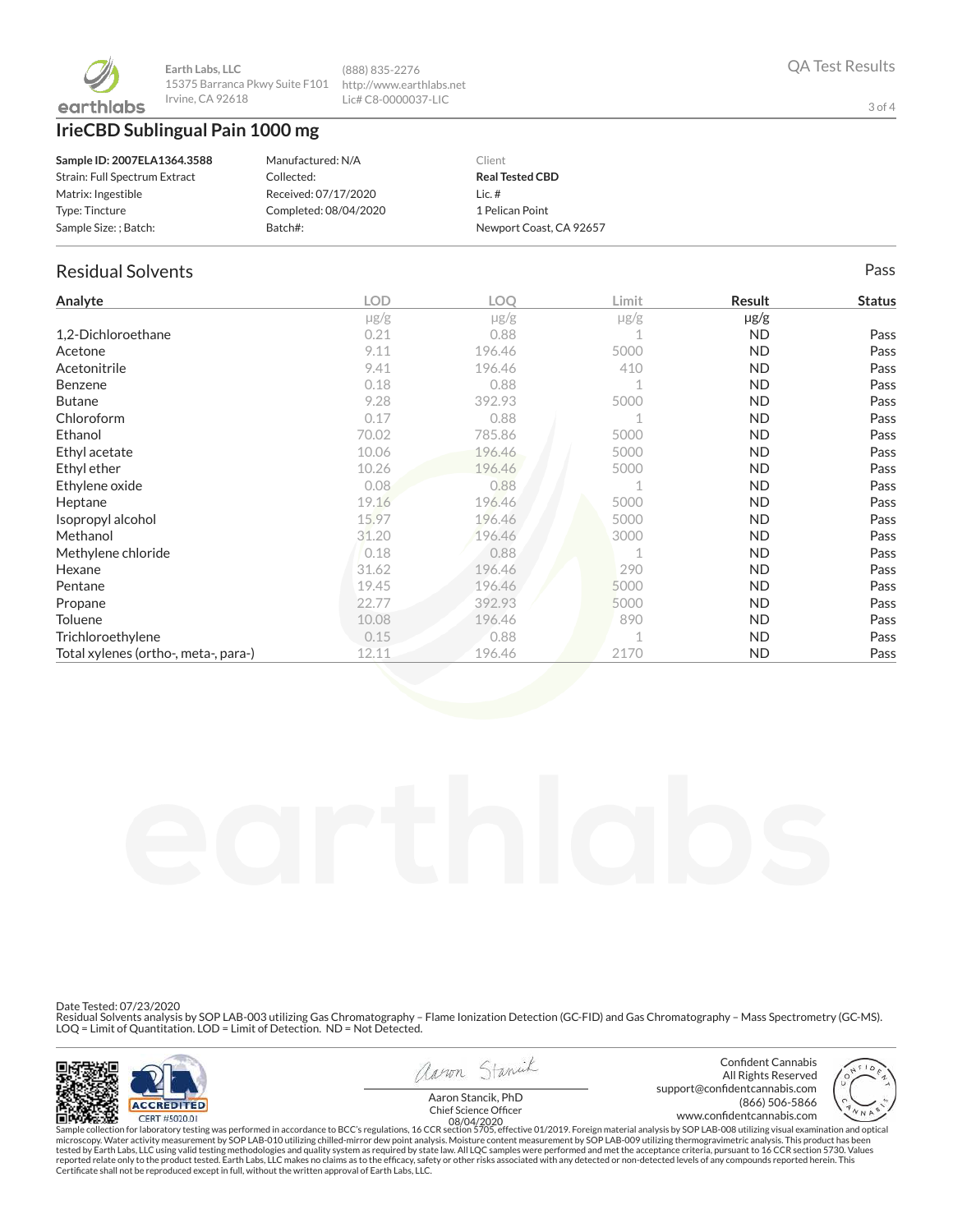Earth Labs, LLC
15375 Barranca Pkwy Suite F101
Irvine, CA 92618

(888) 835-2276
http://www.earthlabs.net
Lic# C8-0000037-LIC

QA Test Results

# IrieCBD Sublingual Pain 1000 mg

| | | |
|---|---|---|
| **Sample ID: 2007ELA1364.3588** | Manufactured: N/A | Client |
| Strain: Full Spectrum Extract | Collected: | **Real Tested CBD** |
| Matrix: Ingestible | Received: 07/17/2020 | Lic. # |
| Type: Tincture | Completed: 08/04/2020 | 1 Pelican Point |
| Sample Size: ; Batch: | Batch#: | Newport Coast, CA 92657 |

## Residual Solvents

Pass

| Analyte | LOD | LOQ | Limit | Result | Status |
|---|---|---|---|---|---|
| | μg/g | μg/g | μg/g | μg/g | |
| 1,2-Dichloroethane | 0.21 | 0.88 | 1 | ND | Pass |
| Acetone | 9.11 | 196.46 | 5000 | ND | Pass |
| Acetonitrile | 9.41 | 196.46 | 410 | ND | Pass |
| Benzene | 0.18 | 0.88 | 1 | ND | Pass |
| Butane | 9.28 | 392.93 | 5000 | ND | Pass |
| Chloroform | 0.17 | 0.88 | 1 | ND | Pass |
| Ethanol | 70.02 | 785.86 | 5000 | ND | Pass |
| Ethyl acetate | 10.06 | 196.46 | 5000 | ND | Pass |
| Ethyl ether | 10.26 | 196.46 | 5000 | ND | Pass |
| Ethylene oxide | 0.08 | 0.88 | 1 | ND | Pass |
| Heptane | 19.16 | 196.46 | 5000 | ND | Pass |
| Isopropyl alcohol | 15.97 | 196.46 | 5000 | ND | Pass |
| Methanol | 31.20 | 196.46 | 3000 | ND | Pass |
| Methylene chloride | 0.18 | 0.88 | 1 | ND | Pass |
| Hexane | 31.62 | 196.46 | 290 | ND | Pass |
| Pentane | 19.45 | 196.46 | 5000 | ND | Pass |
| Propane | 22.77 | 392.93 | 5000 | ND | Pass |
| Toluene | 10.08 | 196.46 | 890 | ND | Pass |
| Trichloroethylene | 0.15 | 0.88 | 1 | ND | Pass |
| Total xylenes (ortho-, meta-, para-) | 12.11 | 196.46 | 2170 | ND | Pass |

Date Tested: 07/23/2020
Residual Solvents analysis by SOP LAB-003 utilizing Gas Chromatography – Flame Ionization Detection (GC-FID) and Gas Chromatography – Mass Spectrometry (GC-MS).
LOQ = Limit of Quantitation. LOD = Limit of Detection. ND = Not Detected.

ACCREDITED
CERT #5020.01

Aaron Stancik, PhD
Chief Science Officer
08/04/2020

Confident Cannabis
All Rights Reserved
support@confidentcannabis.com
(866) 506-5866
www.confidentcannabis.com

Sample collection for laboratory testing was performed in accordance to BCC's regulations, 16 CCR section 5705, effective 01/2019. Foreign material analysis by SOP LAB-008 utilizing visual examination and optical microscopy. Water activity measurement by SOP LAB-010 utilizing chilled-mirror dew point analysis. Moisture content measurement by SOP LAB-009 utilizing thermogravimetric analysis. This product has been tested by Earth Labs, LLC using valid testing methodologies and quality system as required by state law. All LQC samples were performed and met the acceptance criteria, pursuant to 16 CCR section 5730. Values reported relate only to the product tested. Earth Labs, LLC makes no claims as to the efficacy, safety or other risks associated with any detected or non-detected levels of any compounds reported herein. This Certificate shall not be reproduced except in full, without the written approval of Earth Labs, LLC.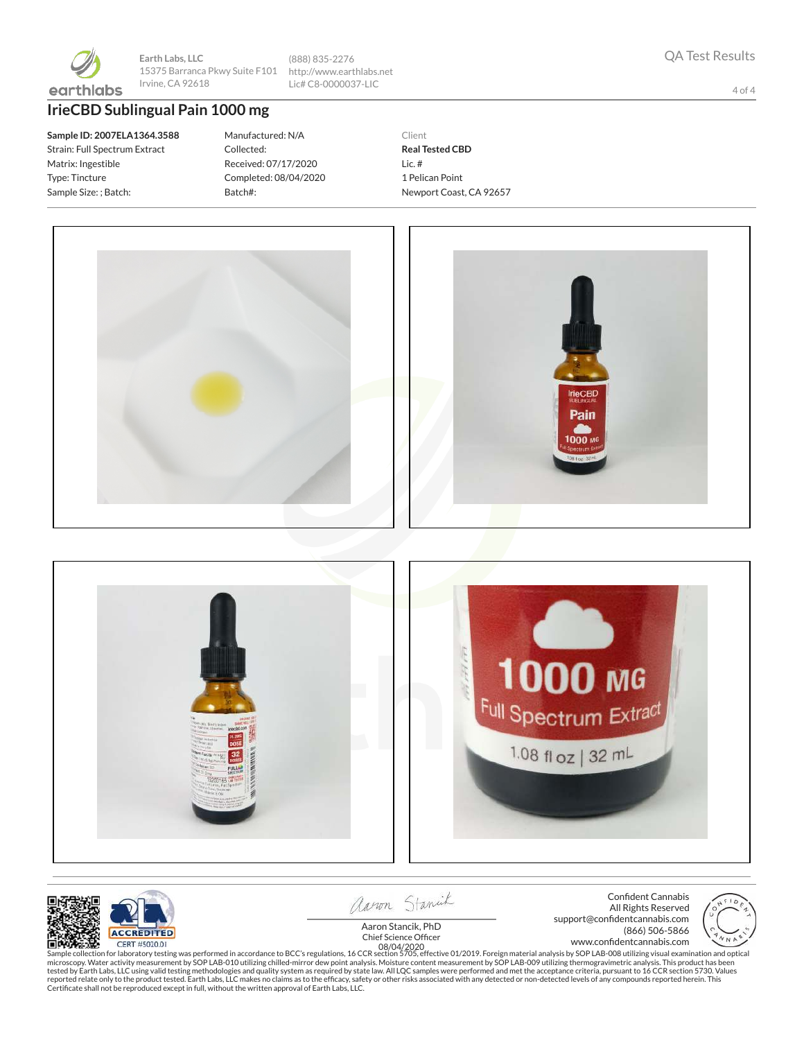**Earth Labs, LLC**
15375 Barranca Pkwy Suite F101
Irvine, CA 92618

(888) 835-2276
http://www.earthlabs.net
Lic# C8-0000037-LIC

QA Test Results

# IrieCBD Sublingual Pain 1000 mg

| | | |
|---|---|---|
| **Sample ID: 2007ELA1364.3588** | Manufactured: N/A | Client |
| Strain: Full Spectrum Extract | Collected: | **Real Tested CBD** |
| Matrix: Ingestible | Received: 07/17/2020 | Lic. # |
| Type: Tincture | Completed: 08/04/2020 | 1 Pelican Point |
| Sample Size: ; Batch: | Batch#: | Newport Coast, CA 92657 |

Aaron Stancik, PhD
Chief Science Officer
08/04/2020

Confident Cannabis
All Rights Reserved
support@confidentcannabis.com
(866) 506-5866
www.confidentcannabis.com

CERT #5020.01

Sample collection for laboratory testing was performed in accordance to BCC's regulations, 16 CCR section 5705, effective 01/2019. Foreign material analysis by SOP LAB-008 utilizing visual examination and optical microscopy. Water activity measurement by SOP LAB-010 utilizing chilled-mirror dew point analysis. Moisture content measurement by SOP LAB-009 utilizing thermogravimetric analysis. This product has been tested by Earth Labs, LLC using valid testing methodologies and quality system as required by state law. All LQC samples were performed and met the acceptance criteria, pursuant to 16 CCR section 5730. Values reported relate only to the product tested. Earth Labs, LLC makes no claims as to the efficacy, safety or other risks associated with any detected or non-detected levels of any compounds reported herein. This Certificate shall not be reproduced except in full, without the written approval of Earth Labs, LLC.